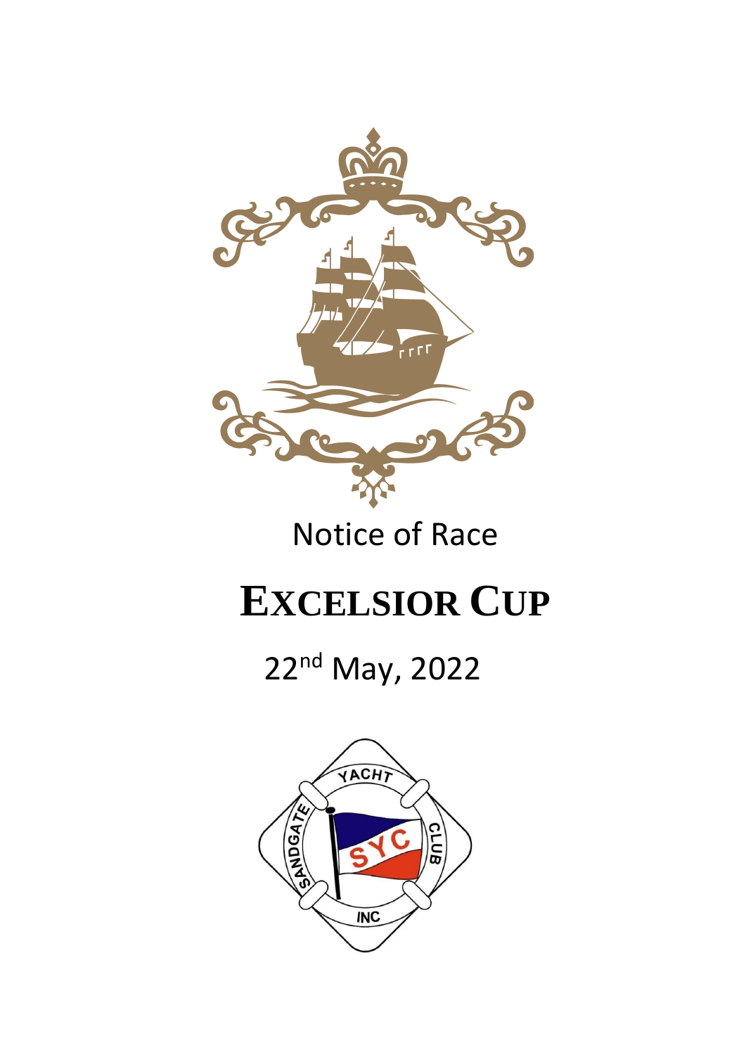Notice of Race

# EXCELSIOR CUP

22nd May, 2022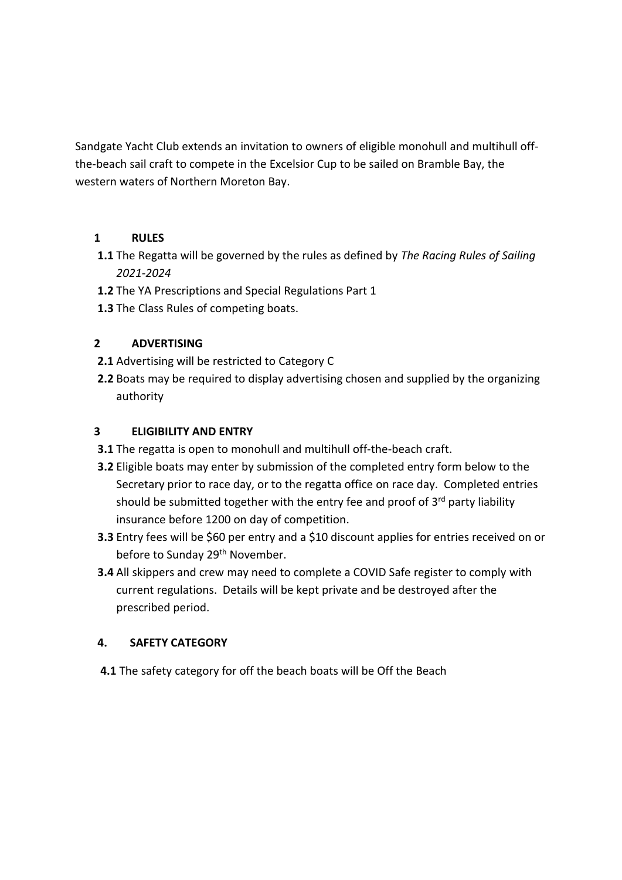Sandgate Yacht Club extends an invitation to owners of eligible monohull and multihull off-the-beach sail craft to compete in the Excelsior Cup to be sailed on Bramble Bay, the western waters of Northern Moreton Bay.

## 1 RULES

**1.1** The Regatta will be governed by the rules as defined by *The Racing Rules of Sailing 2021-2024*

**1.2** The YA Prescriptions and Special Regulations Part 1

**1.3** The Class Rules of competing boats.

## 2 ADVERTISING

**2.1** Advertising will be restricted to Category C

**2.2** Boats may be required to display advertising chosen and supplied by the organizing authority

## 3 ELIGIBILITY AND ENTRY

**3.1** The regatta is open to monohull and multihull off-the-beach craft.

**3.2** Eligible boats may enter by submission of the completed entry form below to the Secretary prior to race day, or to the regatta office on race day. Completed entries should be submitted together with the entry fee and proof of 3rd party liability insurance before 1200 on day of competition.

**3.3** Entry fees will be $60 per entry and a $10 discount applies for entries received on or before to Sunday 29th November.

**3.4** All skippers and crew may need to complete a COVID Safe register to comply with current regulations. Details will be kept private and be destroyed after the prescribed period.

## 4. SAFETY CATEGORY

**4.1** The safety category for off the beach boats will be Off the Beach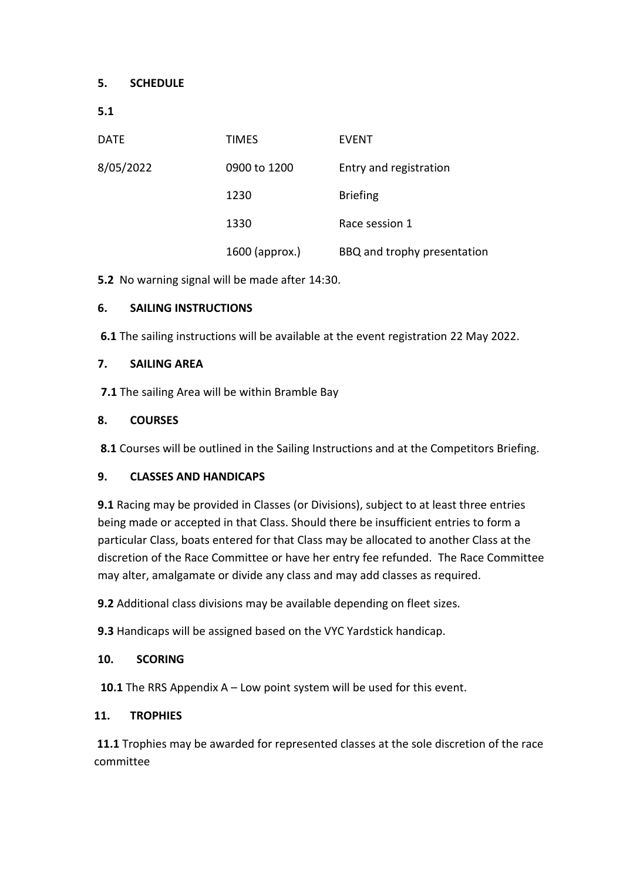**5. SCHEDULE**

**5.1**

| DATE | TIMES | EVENT |
| --- | --- | --- |
| 8/05/2022 | 0900 to 1200 | Entry and registration |
| | 1230 | Briefing |
| | 1330 | Race session 1 |
| | 1600 (approx.) | BBQ and trophy presentation |

**5.2** No warning signal will be made after 14:30.

**6. SAILING INSTRUCTIONS**

**6.1** The sailing instructions will be available at the event registration 22 May 2022.

**7. SAILING AREA**

**7.1** The sailing Area will be within Bramble Bay

**8. COURSES**

**8.1** Courses will be outlined in the Sailing Instructions and at the Competitors Briefing.

**9. CLASSES AND HANDICAPS**

**9.1** Racing may be provided in Classes (or Divisions), subject to at least three entries being made or accepted in that Class. Should there be insufficient entries to form a particular Class, boats entered for that Class may be allocated to another Class at the discretion of the Race Committee or have her entry fee refunded. The Race Committee may alter, amalgamate or divide any class and may add classes as required.

**9.2** Additional class divisions may be available depending on fleet sizes.

**9.3** Handicaps will be assigned based on the VYC Yardstick handicap.

**10. SCORING**

**10.1** The RRS Appendix A – Low point system will be used for this event.

**11. TROPHIES**

**11.1** Trophies may be awarded for represented classes at the sole discretion of the race committee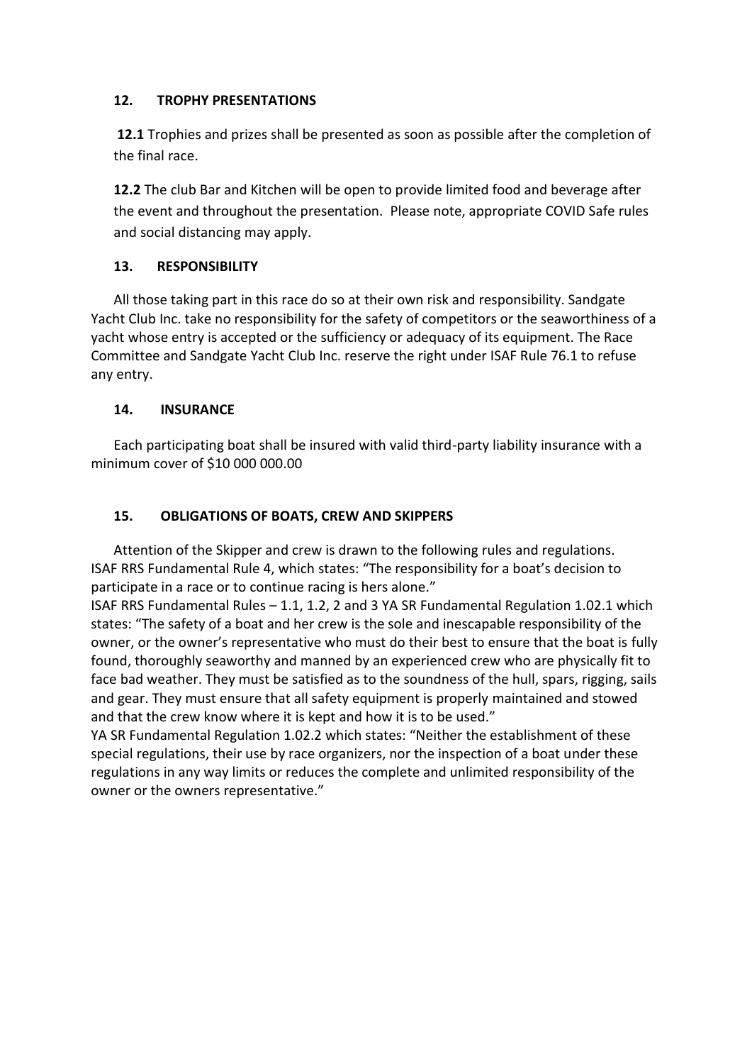## 12. TROPHY PRESENTATIONS

**12.1** Trophies and prizes shall be presented as soon as possible after the completion of the final race.

**12.2** The club Bar and Kitchen will be open to provide limited food and beverage after the event and throughout the presentation. Please note, appropriate COVID Safe rules and social distancing may apply.

## 13. RESPONSIBILITY

All those taking part in this race do so at their own risk and responsibility. Sandgate Yacht Club Inc. take no responsibility for the safety of competitors or the seaworthiness of a yacht whose entry is accepted or the sufficiency or adequacy of its equipment. The Race Committee and Sandgate Yacht Club Inc. reserve the right under ISAF Rule 76.1 to refuse any entry.

## 14. INSURANCE

Each participating boat shall be insured with valid third-party liability insurance with a minimum cover of $10 000 000.00

## 15. OBLIGATIONS OF BOATS, CREW AND SKIPPERS

Attention of the Skipper and crew is drawn to the following rules and regulations.
ISAF RRS Fundamental Rule 4, which states: "The responsibility for a boat's decision to participate in a race or to continue racing is hers alone."
ISAF RRS Fundamental Rules – 1.1, 1.2, 2 and 3 YA SR Fundamental Regulation 1.02.1 which states: "The safety of a boat and her crew is the sole and inescapable responsibility of the owner, or the owner's representative who must do their best to ensure that the boat is fully found, thoroughly seaworthy and manned by an experienced crew who are physically fit to face bad weather. They must be satisfied as to the soundness of the hull, spars, rigging, sails and gear. They must ensure that all safety equipment is properly maintained and stowed and that the crew know where it is kept and how it is to be used."
YA SR Fundamental Regulation 1.02.2 which states: "Neither the establishment of these special regulations, their use by race organizers, nor the inspection of a boat under these regulations in any way limits or reduces the complete and unlimited responsibility of the owner or the owners representative."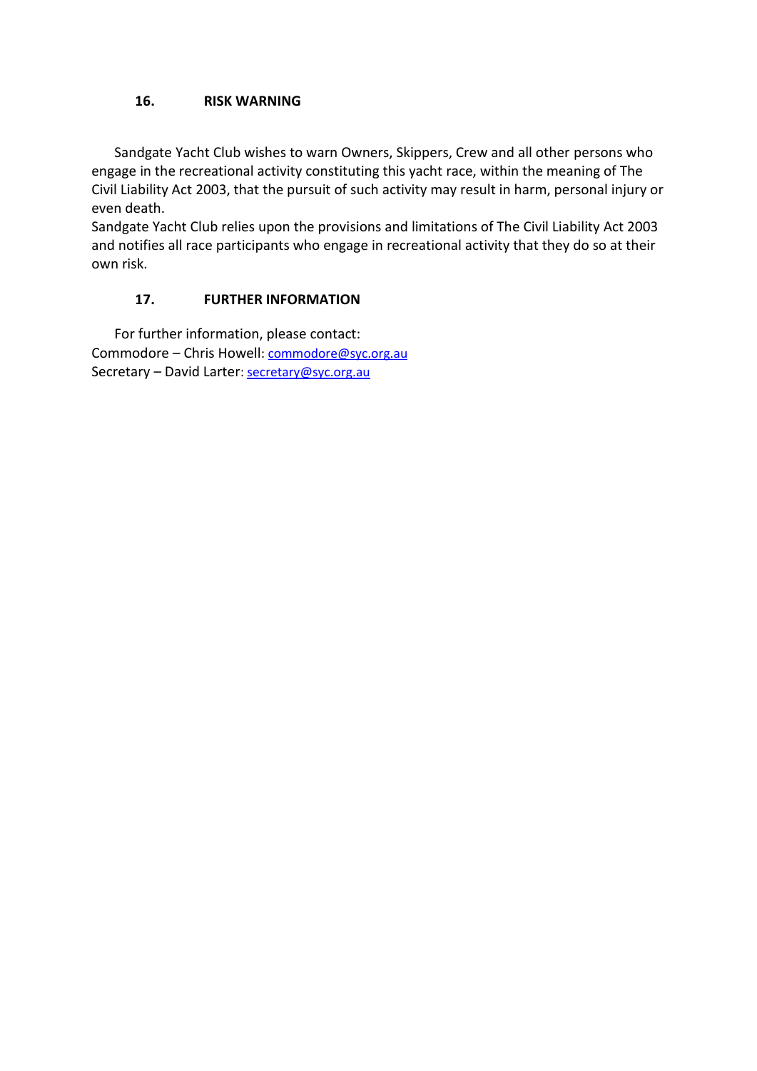## 16. RISK WARNING

Sandgate Yacht Club wishes to warn Owners, Skippers, Crew and all other persons who engage in the recreational activity constituting this yacht race, within the meaning of The Civil Liability Act 2003, that the pursuit of such activity may result in harm, personal injury or even death.
Sandgate Yacht Club relies upon the provisions and limitations of The Civil Liability Act 2003 and notifies all race participants who engage in recreational activity that they do so at their own risk.

## 17. FURTHER INFORMATION

For further information, please contact:
Commodore – Chris Howell: commodore@syc.org.au
Secretary – David Larter: secretary@syc.org.au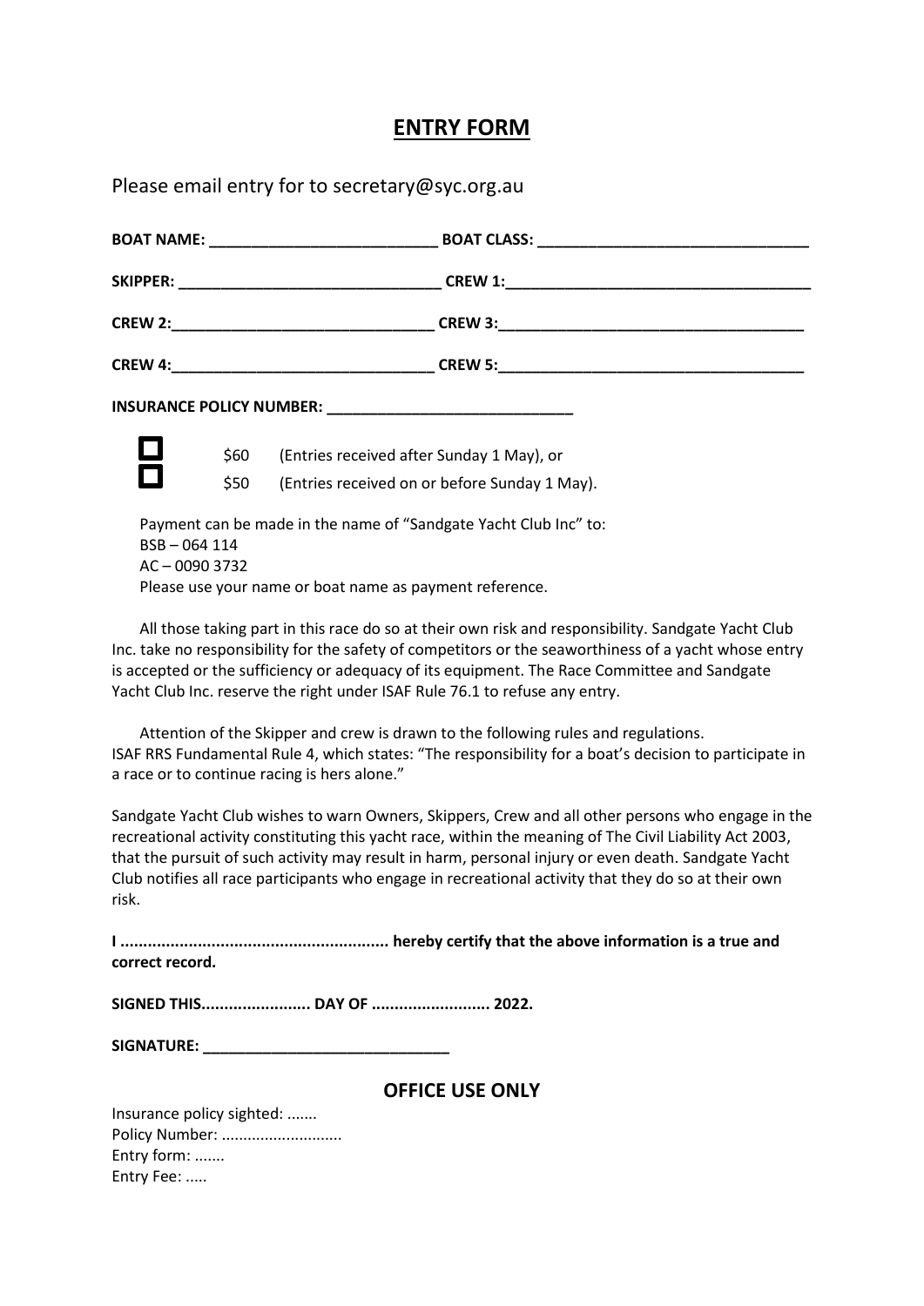# ENTRY FORM

Please email entry for to secretary@syc.org.au

**BOAT NAME:** ___________________________ **BOAT CLASS:** ________________________________

**SKIPPER:** _______________________________ **CREW 1:** ____________________________________

**CREW 2:** _______________________________ **CREW 3:** ____________________________________

**CREW 4:** _______________________________ **CREW 5:** ____________________________________

**INSURANCE POLICY NUMBER:** _____________________________

- ☐ $60 (Entries received after Sunday 1 May), or
- ☐ $50 (Entries received on or before Sunday 1 May).

Payment can be made in the name of "Sandgate Yacht Club Inc" to:
BSB – 064 114
AC – 0090 3732
Please use your name or boat name as payment reference.

All those taking part in this race do so at their own risk and responsibility. Sandgate Yacht Club Inc. take no responsibility for the safety of competitors or the seaworthiness of a yacht whose entry is accepted or the sufficiency or adequacy of its equipment. The Race Committee and Sandgate Yacht Club Inc. reserve the right under ISAF Rule 76.1 to refuse any entry.

Attention of the Skipper and crew is drawn to the following rules and regulations.
ISAF RRS Fundamental Rule 4, which states: "The responsibility for a boat's decision to participate in a race or to continue racing is hers alone."

Sandgate Yacht Club wishes to warn Owners, Skippers, Crew and all other persons who engage in the recreational activity constituting this yacht race, within the meaning of The Civil Liability Act 2003, that the pursuit of such activity may result in harm, personal injury or even death. Sandgate Yacht Club notifies all race participants who engage in recreational activity that they do so at their own risk.

**I .......................................................... hereby certify that the above information is a true and correct record.**

**SIGNED THIS........................ DAY OF .......................... 2022.**

**SIGNATURE:** _____________________________

## OFFICE USE ONLY

Insurance policy sighted: .......
Policy Number: ...........................
Entry form: .......
Entry Fee: .....